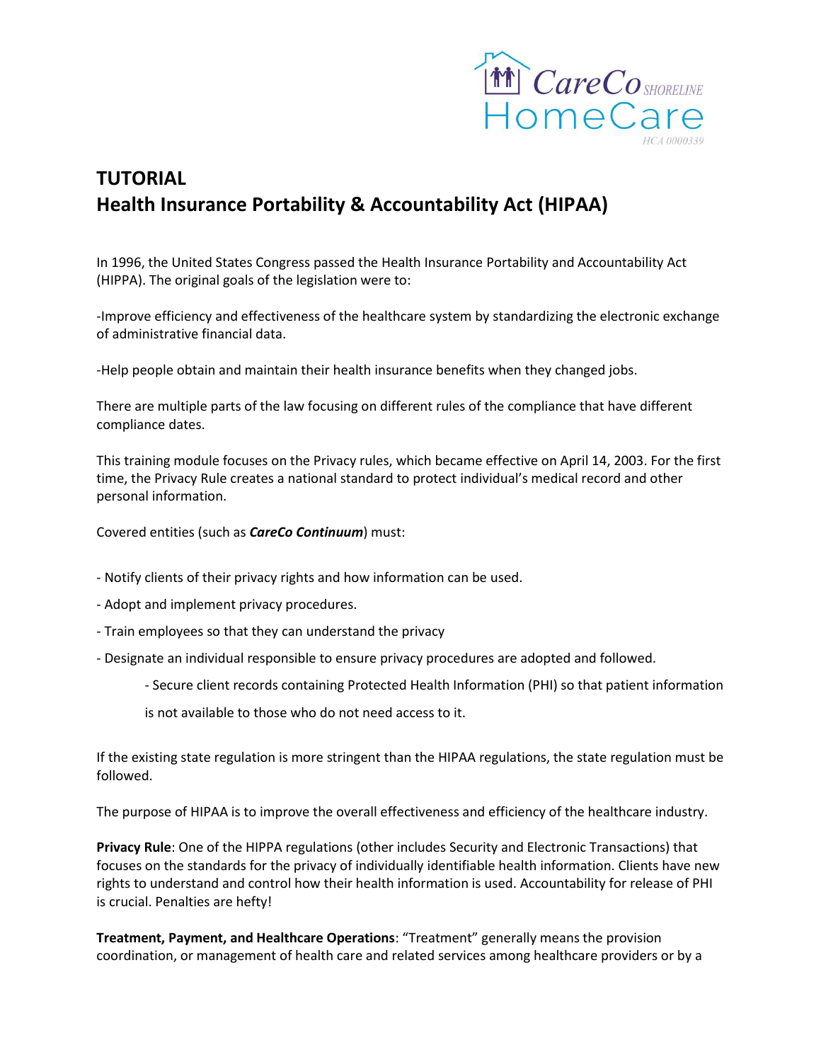CareCo SHORELINE HomeCare HCA 0000339

# TUTORIAL
# Health Insurance Portability & Accountability Act (HIPAA)

In 1996, the United States Congress passed the Health Insurance Portability and Accountability Act (HIPPA). The original goals of the legislation were to:

-Improve efficiency and effectiveness of the healthcare system by standardizing the electronic exchange of administrative financial data.

-Help people obtain and maintain their health insurance benefits when they changed jobs.

There are multiple parts of the law focusing on different rules of the compliance that have different compliance dates.

This training module focuses on the Privacy rules, which became effective on April 14, 2003. For the first time, the Privacy Rule creates a national standard to protect individual's medical record and other personal information.

Covered entities (such as ***CareCo Continuum***) must:

- Notify clients of their privacy rights and how information can be used.
- Adopt and implement privacy procedures.
- Train employees so that they can understand the privacy
- Designate an individual responsible to ensure privacy procedures are adopted and followed.
    - Secure client records containing Protected Health Information (PHI) so that patient information is not available to those who do not need access to it.

If the existing state regulation is more stringent than the HIPAA regulations, the state regulation must be followed.

The purpose of HIPAA is to improve the overall effectiveness and efficiency of the healthcare industry.

**Privacy Rule**: One of the HIPPA regulations (other includes Security and Electronic Transactions) that focuses on the standards for the privacy of individually identifiable health information. Clients have new rights to understand and control how their health information is used. Accountability for release of PHI is crucial. Penalties are hefty!

**Treatment, Payment, and Healthcare Operations**: "Treatment" generally means the provision coordination, or management of health care and related services among healthcare providers or by a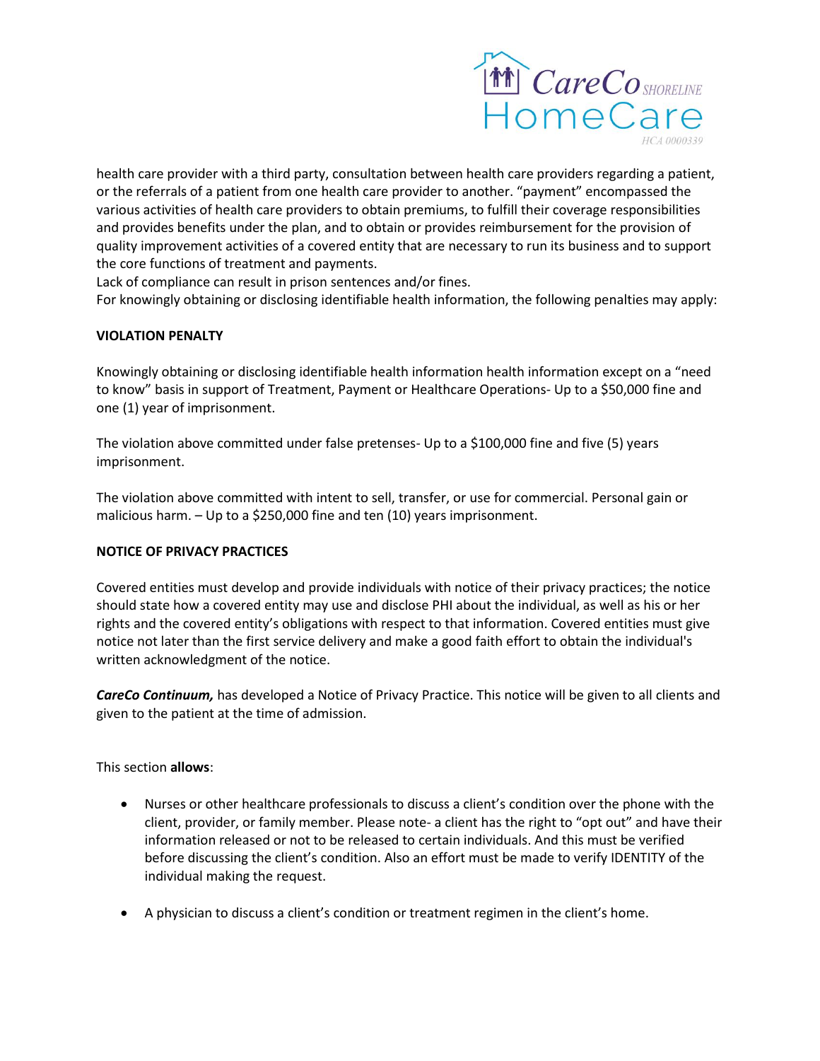health care provider with a third party, consultation between health care providers regarding a patient, or the referrals of a patient from one health care provider to another. “payment” encompassed the various activities of health care providers to obtain premiums, to fulfill their coverage responsibilities and provides benefits under the plan, and to obtain or provides reimbursement for the provision of quality improvement activities of a covered entity that are necessary to run its business and to support the core functions of treatment and payments.

Lack of compliance can result in prison sentences and/or fines.

For knowingly obtaining or disclosing identifiable health information, the following penalties may apply:

**VIOLATION PENALTY**

Knowingly obtaining or disclosing identifiable health information health information except on a “need to know” basis in support of Treatment, Payment or Healthcare Operations- Up to a $50,000 fine and one (1) year of imprisonment.

The violation above committed under false pretenses- Up to a $100,000 fine and five (5) years imprisonment.

The violation above committed with intent to sell, transfer, or use for commercial. Personal gain or malicious harm. – Up to a $250,000 fine and ten (10) years imprisonment.

**NOTICE OF PRIVACY PRACTICES**

Covered entities must develop and provide individuals with notice of their privacy practices; the notice should state how a covered entity may use and disclose PHI about the individual, as well as his or her rights and the covered entity’s obligations with respect to that information. Covered entities must give notice not later than the first service delivery and make a good faith effort to obtain the individual's written acknowledgment of the notice.

***CareCo Continuum,*** has developed a Notice of Privacy Practice. This notice will be given to all clients and given to the patient at the time of admission.

This section **allows**:

- Nurses or other healthcare professionals to discuss a client’s condition over the phone with the client, provider, or family member. Please note- a client has the right to “opt out” and have their information released or not to be released to certain individuals. And this must be verified before discussing the client’s condition. Also an effort must be made to verify IDENTITY of the individual making the request.
- A physician to discuss a client’s condition or treatment regimen in the client’s home.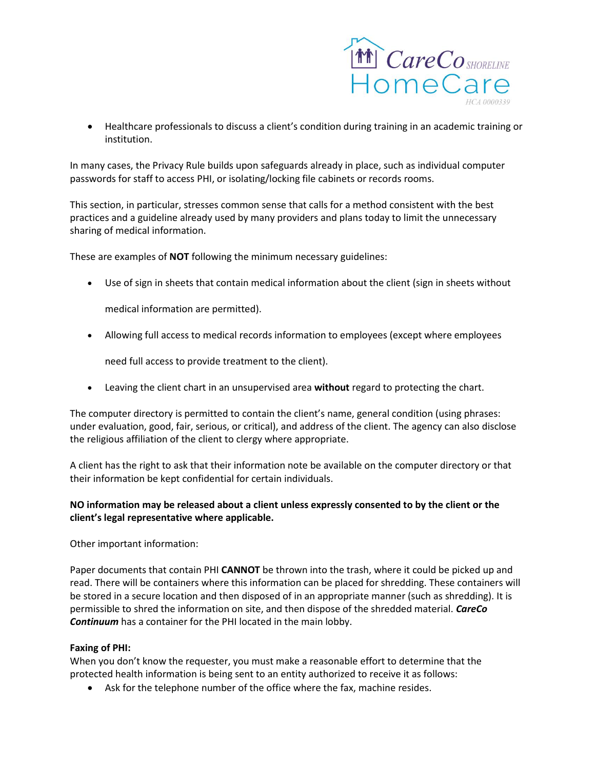- Healthcare professionals to discuss a client's condition during training in an academic training or institution.

In many cases, the Privacy Rule builds upon safeguards already in place, such as individual computer passwords for staff to access PHI, or isolating/locking file cabinets or records rooms.

This section, in particular, stresses common sense that calls for a method consistent with the best practices and a guideline already used by many providers and plans today to limit the unnecessary sharing of medical information.

These are examples of **NOT** following the minimum necessary guidelines:

- Use of sign in sheets that contain medical information about the client (sign in sheets without medical information are permitted).
- Allowing full access to medical records information to employees (except where employees need full access to provide treatment to the client).
- Leaving the client chart in an unsupervised area **without** regard to protecting the chart.

The computer directory is permitted to contain the client's name, general condition (using phrases: under evaluation, good, fair, serious, or critical), and address of the client. The agency can also disclose the religious affiliation of the client to clergy where appropriate.

A client has the right to ask that their information note be available on the computer directory or that their information be kept confidential for certain individuals.

**NO information may be released about a client unless expressly consented to by the client or the client's legal representative where applicable.**

Other important information:

Paper documents that contain PHI **CANNOT** be thrown into the trash, where it could be picked up and read. There will be containers where this information can be placed for shredding. These containers will be stored in a secure location and then disposed of in an appropriate manner (such as shredding). It is permissible to shred the information on site, and then dispose of the shredded material. ***CareCo Continuum*** has a container for the PHI located in the main lobby.

**Faxing of PHI:**

When you don't know the requester, you must make a reasonable effort to determine that the protected health information is being sent to an entity authorized to receive it as follows:

- Ask for the telephone number of the office where the fax, machine resides.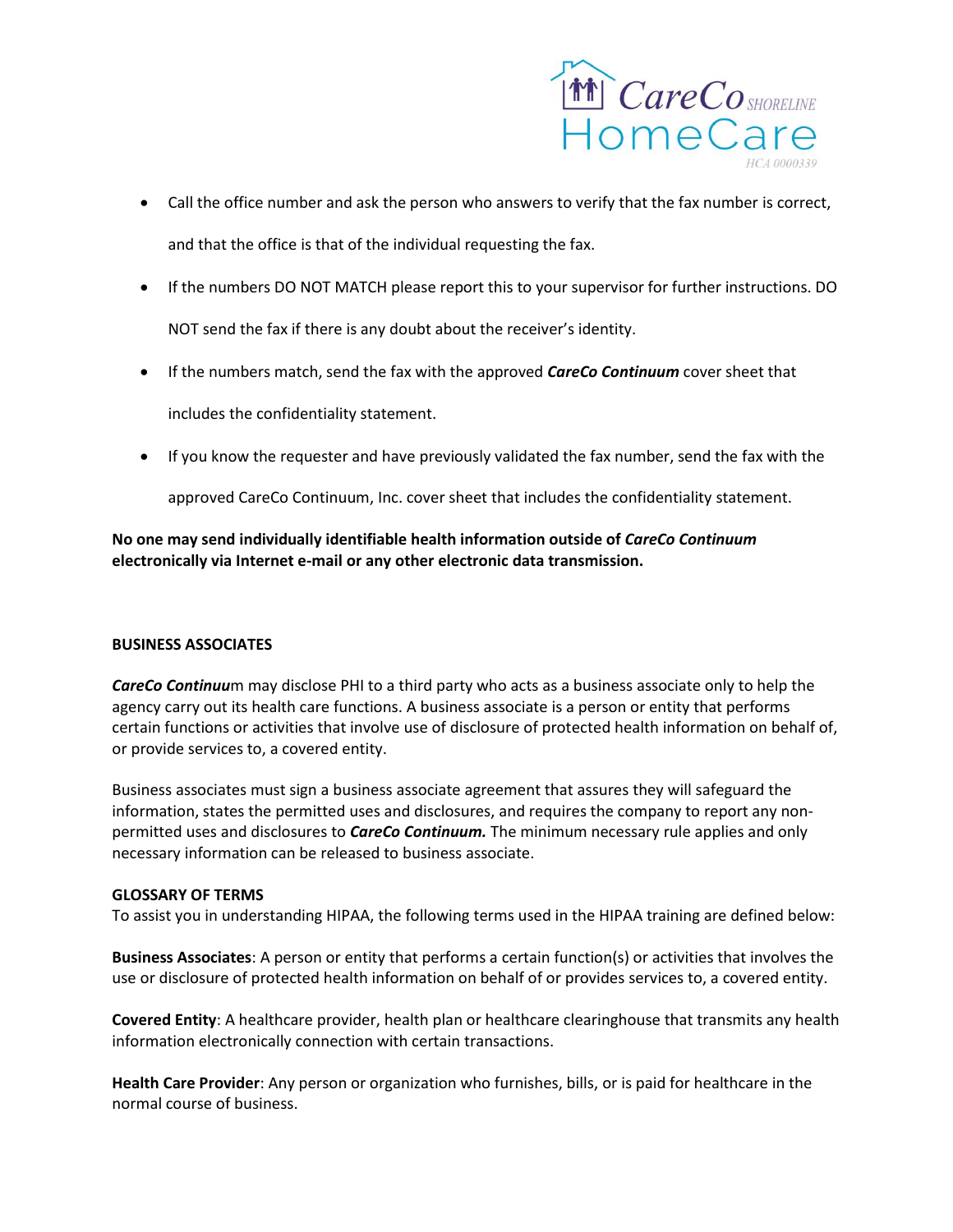- Call the office number and ask the person who answers to verify that the fax number is correct, and that the office is that of the individual requesting the fax.
- If the numbers DO NOT MATCH please report this to your supervisor for further instructions. DO NOT send the fax if there is any doubt about the receiver's identity.
- If the numbers match, send the fax with the approved ***CareCo Continuum*** cover sheet that includes the confidentiality statement.
- If you know the requester and have previously validated the fax number, send the fax with the approved CareCo Continuum, Inc. cover sheet that includes the confidentiality statement.

**No one may send individually identifiable health information outside of *CareCo Continuum* electronically via Internet e-mail or any other electronic data transmission.**

**BUSINESS ASSOCIATES**

***CareCo Continuu***m may disclose PHI to a third party who acts as a business associate only to help the agency carry out its health care functions. A business associate is a person or entity that performs certain functions or activities that involve use of disclosure of protected health information on behalf of, or provide services to, a covered entity.

Business associates must sign a business associate agreement that assures they will safeguard the information, states the permitted uses and disclosures, and requires the company to report any non-permitted uses and disclosures to ***CareCo Continuum.*** The minimum necessary rule applies and only necessary information can be released to business associate.

**GLOSSARY OF TERMS**

To assist you in understanding HIPAA, the following terms used in the HIPAA training are defined below:

**Business Associates**: A person or entity that performs a certain function(s) or activities that involves the use or disclosure of protected health information on behalf of or provides services to, a covered entity.

**Covered Entity**: A healthcare provider, health plan or healthcare clearinghouse that transmits any health information electronically connection with certain transactions.

**Health Care Provider**: Any person or organization who furnishes, bills, or is paid for healthcare in the normal course of business.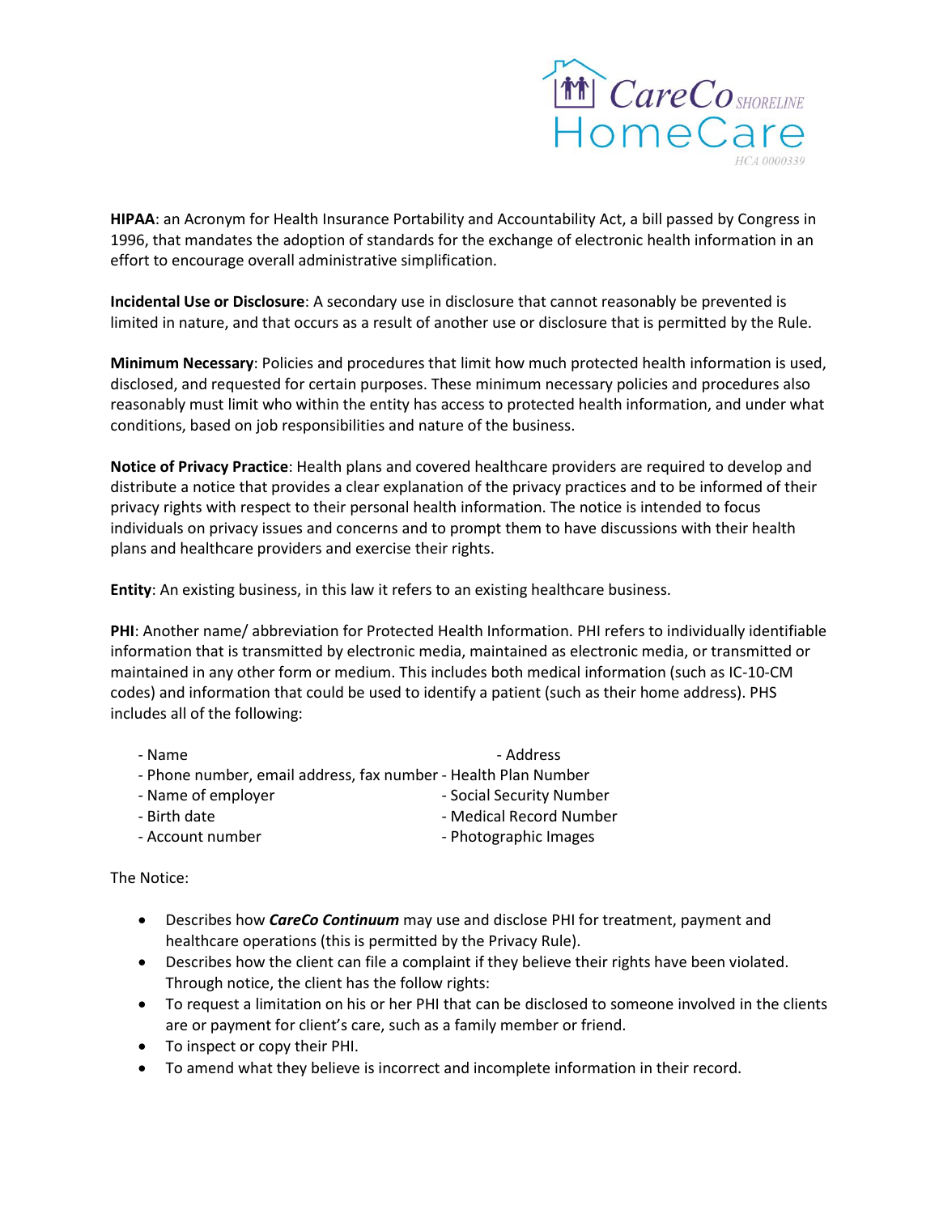**HIPAA**: an Acronym for Health Insurance Portability and Accountability Act, a bill passed by Congress in 1996, that mandates the adoption of standards for the exchange of electronic health information in an effort to encourage overall administrative simplification.

**Incidental Use or Disclosure**: A secondary use in disclosure that cannot reasonably be prevented is limited in nature, and that occurs as a result of another use or disclosure that is permitted by the Rule.

**Minimum Necessary**: Policies and procedures that limit how much protected health information is used, disclosed, and requested for certain purposes. These minimum necessary policies and procedures also reasonably must limit who within the entity has access to protected health information, and under what conditions, based on job responsibilities and nature of the business.

**Notice of Privacy Practice**: Health plans and covered healthcare providers are required to develop and distribute a notice that provides a clear explanation of the privacy practices and to be informed of their privacy rights with respect to their personal health information. The notice is intended to focus individuals on privacy issues and concerns and to prompt them to have discussions with their health plans and healthcare providers and exercise their rights.

**Entity**: An existing business, in this law it refers to an existing healthcare business.

**PHI**: Another name/ abbreviation for Protected Health Information. PHI refers to individually identifiable information that is transmitted by electronic media, maintained as electronic media, or transmitted or maintained in any other form or medium. This includes both medical information (such as IC-10-CM codes) and information that could be used to identify a patient (such as their home address). PHS includes all of the following:

- Name
- Address
- Phone number, email address, fax number
- Health Plan Number
- Name of employer
- Social Security Number
- Birth date
- Medical Record Number
- Account number
- Photographic Images

The Notice:

- Describes how ***CareCo Continuum*** may use and disclose PHI for treatment, payment and healthcare operations (this is permitted by the Privacy Rule).
- Describes how the client can file a complaint if they believe their rights have been violated. Through notice, the client has the follow rights:
- To request a limitation on his or her PHI that can be disclosed to someone involved in the clients are or payment for client's care, such as a family member or friend.
- To inspect or copy their PHI.
- To amend what they believe is incorrect and incomplete information in their record.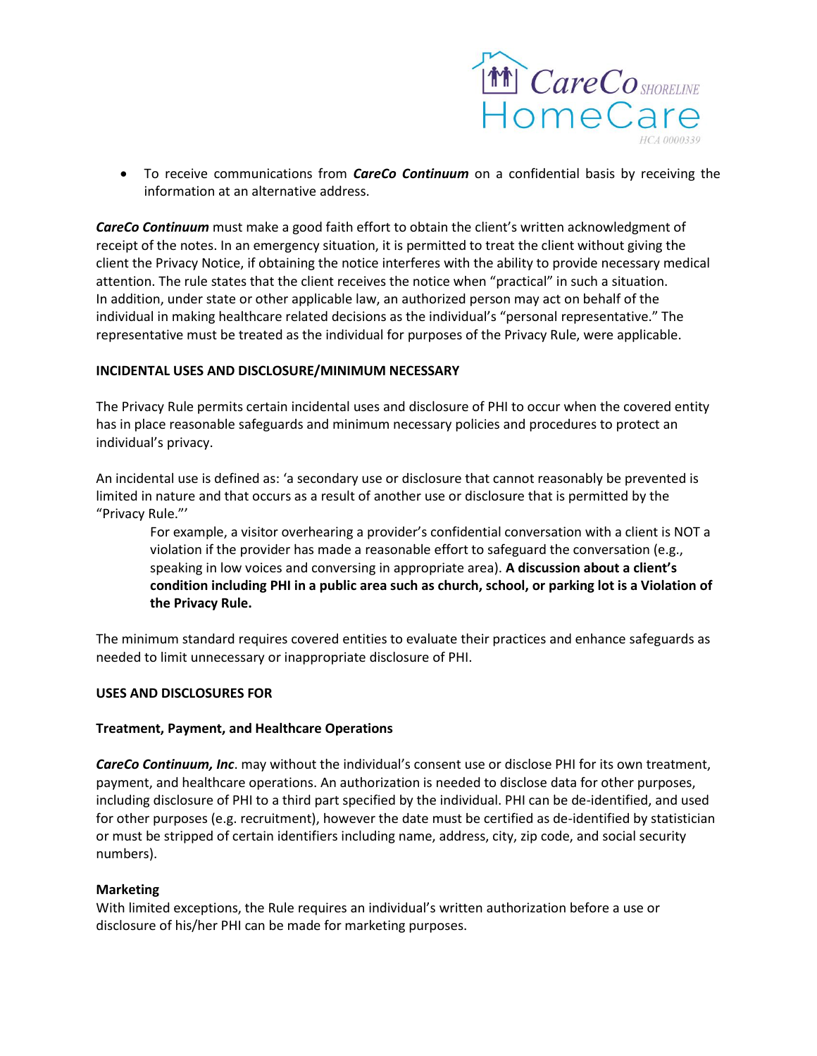- To receive communications from ***CareCo Continuum*** on a confidential basis by receiving the information at an alternative address.

***CareCo Continuum*** must make a good faith effort to obtain the client's written acknowledgment of receipt of the notes. In an emergency situation, it is permitted to treat the client without giving the client the Privacy Notice, if obtaining the notice interferes with the ability to provide necessary medical attention. The rule states that the client receives the notice when "practical" in such a situation. In addition, under state or other applicable law, an authorized person may act on behalf of the individual in making healthcare related decisions as the individual's "personal representative." The representative must be treated as the individual for purposes of the Privacy Rule, were applicable.

**INCIDENTAL USES AND DISCLOSURE/MINIMUM NECESSARY**

The Privacy Rule permits certain incidental uses and disclosure of PHI to occur when the covered entity has in place reasonable safeguards and minimum necessary policies and procedures to protect an individual's privacy.

An incidental use is defined as: 'a secondary use or disclosure that cannot reasonably be prevented is limited in nature and that occurs as a result of another use or disclosure that is permitted by the "Privacy Rule."'

> For example, a visitor overhearing a provider's confidential conversation with a client is NOT a violation if the provider has made a reasonable effort to safeguard the conversation (e.g., speaking in low voices and conversing in appropriate area). **A discussion about a client's condition including PHI in a public area such as church, school, or parking lot is a Violation of the Privacy Rule.**

The minimum standard requires covered entities to evaluate their practices and enhance safeguards as needed to limit unnecessary or inappropriate disclosure of PHI.

**USES AND DISCLOSURES FOR**

**Treatment, Payment, and Healthcare Operations**

***CareCo Continuum, Inc***. may without the individual's consent use or disclose PHI for its own treatment, payment, and healthcare operations. An authorization is needed to disclose data for other purposes, including disclosure of PHI to a third part specified by the individual. PHI can be de-identified, and used for other purposes (e.g. recruitment), however the date must be certified as de-identified by statistician or must be stripped of certain identifiers including name, address, city, zip code, and social security numbers).

**Marketing**

With limited exceptions, the Rule requires an individual's written authorization before a use or disclosure of his/her PHI can be made for marketing purposes.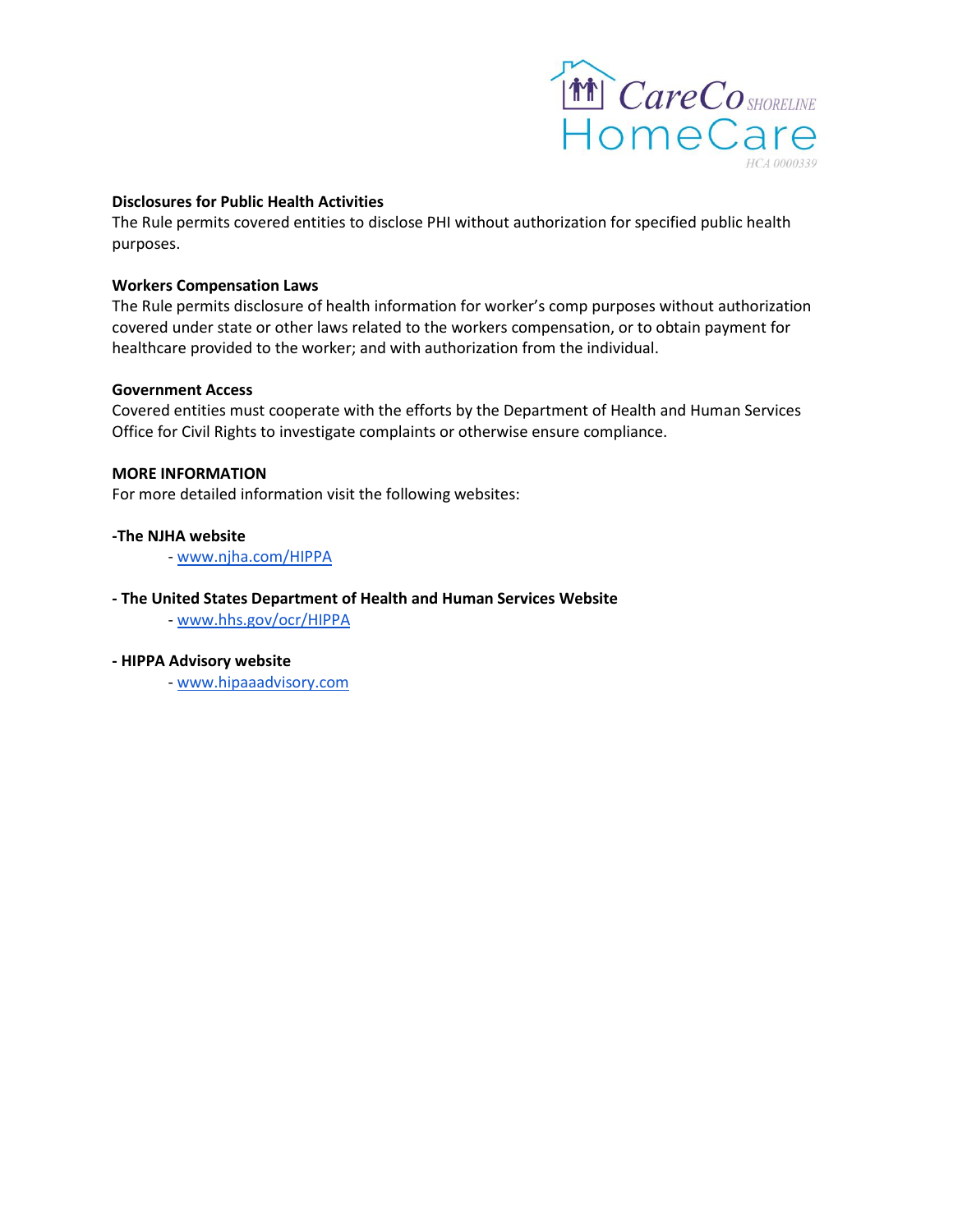**Disclosures for Public Health Activities**

The Rule permits covered entities to disclose PHI without authorization for specified public health purposes.

**Workers Compensation Laws**

The Rule permits disclosure of health information for worker's comp purposes without authorization covered under state or other laws related to the workers compensation, or to obtain payment for healthcare provided to the worker; and with authorization from the individual.

**Government Access**

Covered entities must cooperate with the efforts by the Department of Health and Human Services Office for Civil Rights to investigate complaints or otherwise ensure compliance.

**MORE INFORMATION**

For more detailed information visit the following websites:

**-The NJHA website**

- www.njha.com/HIPPA

**- The United States Department of Health and Human Services Website**

- www.hhs.gov/ocr/HIPPA

**- HIPPA Advisory website**

- www.hipaaadvisory.com